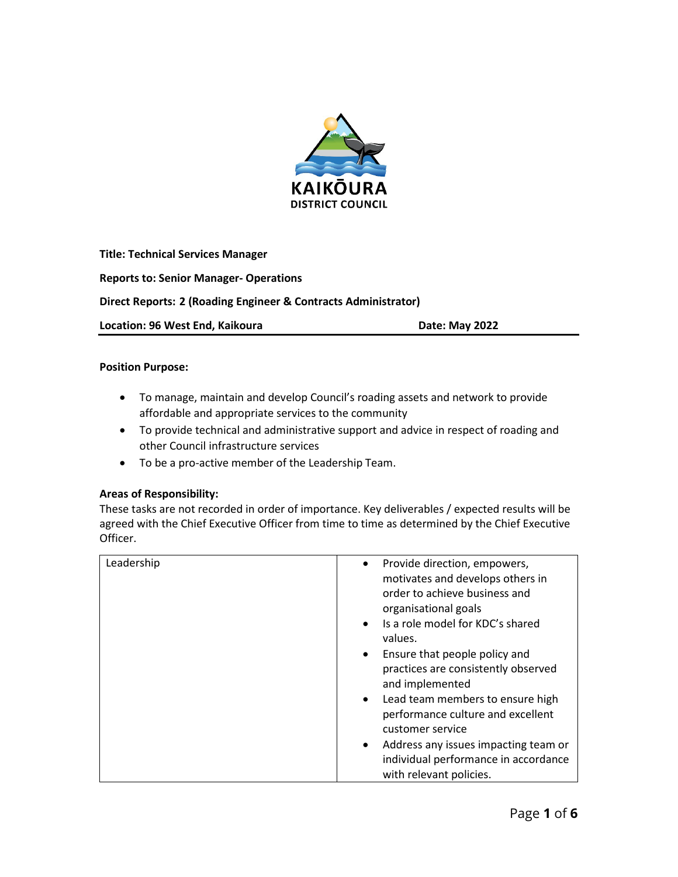KAIKŌURA
DISTRICT COUNCIL

**Title: Technical Services Manager**

**Reports to: Senior Manager- Operations**

**Direct Reports: 2 (Roading Engineer & Contracts Administrator)**

**Location: 96 West End, Kaikoura** **Date: May 2022**

**Position Purpose:**

- To manage, maintain and develop Council's roading assets and network to provide affordable and appropriate services to the community
- To provide technical and administrative support and advice in respect of roading and other Council infrastructure services
- To be a pro-active member of the Leadership Team.

**Areas of Responsibility:**

These tasks are not recorded in order of importance. Key deliverables / expected results will be agreed with the Chief Executive Officer from time to time as determined by the Chief Executive Officer.

| | |
|---|---|
| Leadership | • Provide direction, empowers, motivates and develops others in order to achieve business and organisational goals<br>• Is a role model for KDC's shared values.<br>• Ensure that people policy and practices are consistently observed and implemented<br>• Lead team members to ensure high performance culture and excellent customer service<br>• Address any issues impacting team or individual performance in accordance with relevant policies. |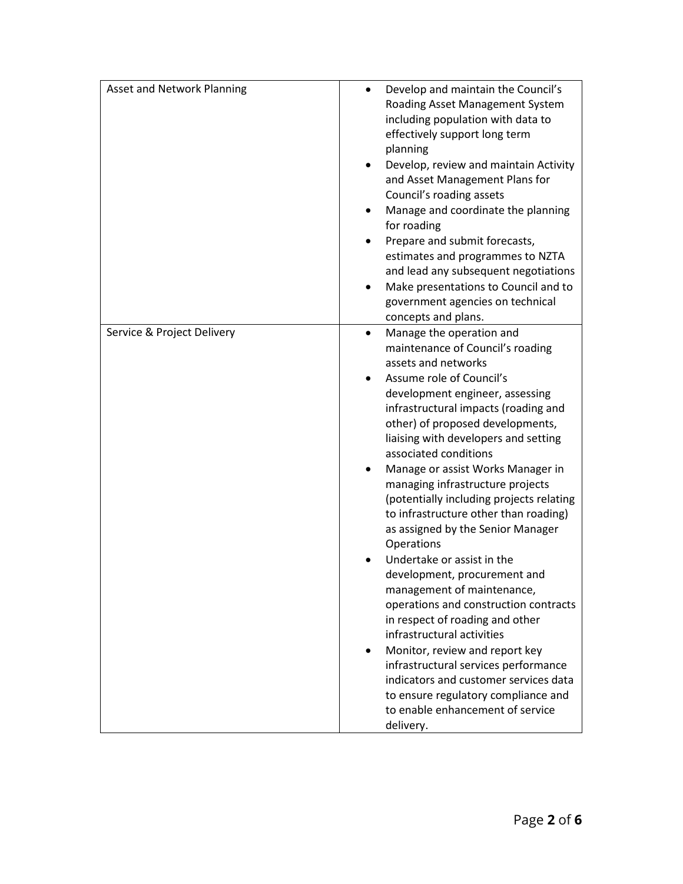| | |
|---|---|
| Asset and Network Planning | • Develop and maintain the Council's Roading Asset Management System including population with data to effectively support long term planning<br>• Develop, review and maintain Activity and Asset Management Plans for Council's roading assets<br>• Manage and coordinate the planning for roading<br>• Prepare and submit forecasts, estimates and programmes to NZTA and lead any subsequent negotiations<br>• Make presentations to Council and to government agencies on technical concepts and plans. |
| Service & Project Delivery | • Manage the operation and maintenance of Council's roading assets and networks<br>• Assume role of Council's development engineer, assessing infrastructural impacts (roading and other) of proposed developments, liaising with developers and setting associated conditions<br>• Manage or assist Works Manager in managing infrastructure projects (potentially including projects relating to infrastructure other than roading) as assigned by the Senior Manager Operations<br>• Undertake or assist in the development, procurement and management of maintenance, operations and construction contracts in respect of roading and other infrastructural activities<br>• Monitor, review and report key infrastructural services performance indicators and customer services data to ensure regulatory compliance and to enable enhancement of service delivery. |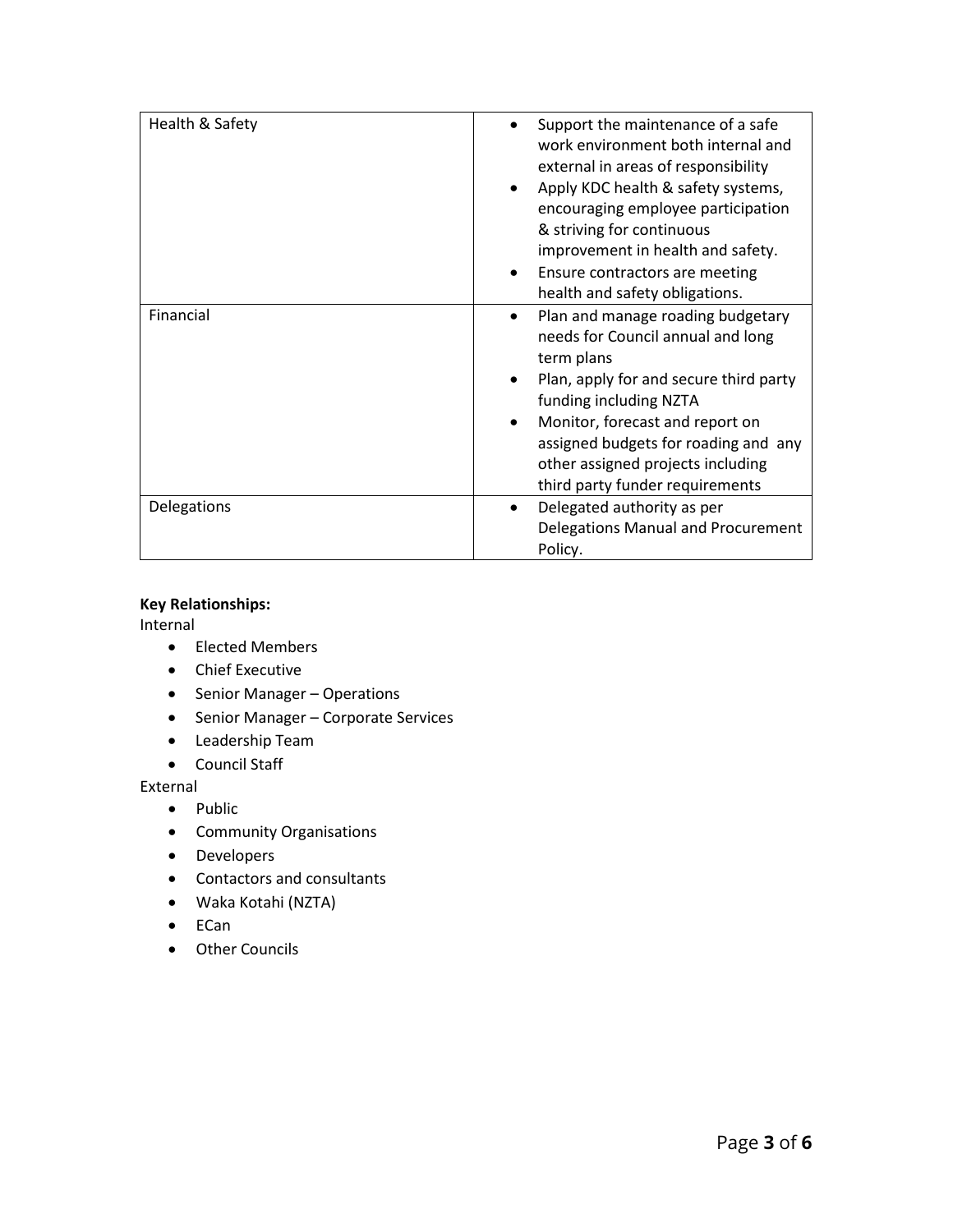| Health & Safety | <ul><li>Support the maintenance of a safe work environment both internal and external in areas of responsibility</li><li>Apply KDC health & safety systems, encouraging employee participation & striving for continuous improvement in health and safety.</li><li>Ensure contractors are meeting health and safety obligations.</li></ul> |
|---|---|
| Financial | <ul><li>Plan and manage roading budgetary needs for Council annual and long term plans</li><li>Plan, apply for and secure third party funding including NZTA</li><li>Monitor, forecast and report on assigned budgets for roading and any other assigned projects including third party funder requirements</li></ul> |
| Delegations | <ul><li>Delegated authority as per Delegations Manual and Procurement Policy.</li></ul> |

**Key Relationships:**

Internal

- Elected Members
- Chief Executive
- Senior Manager – Operations
- Senior Manager – Corporate Services
- Leadership Team
- Council Staff

External

- Public
- Community Organisations
- Developers
- Contactors and consultants
- Waka Kotahi (NZTA)
- ECan
- Other Councils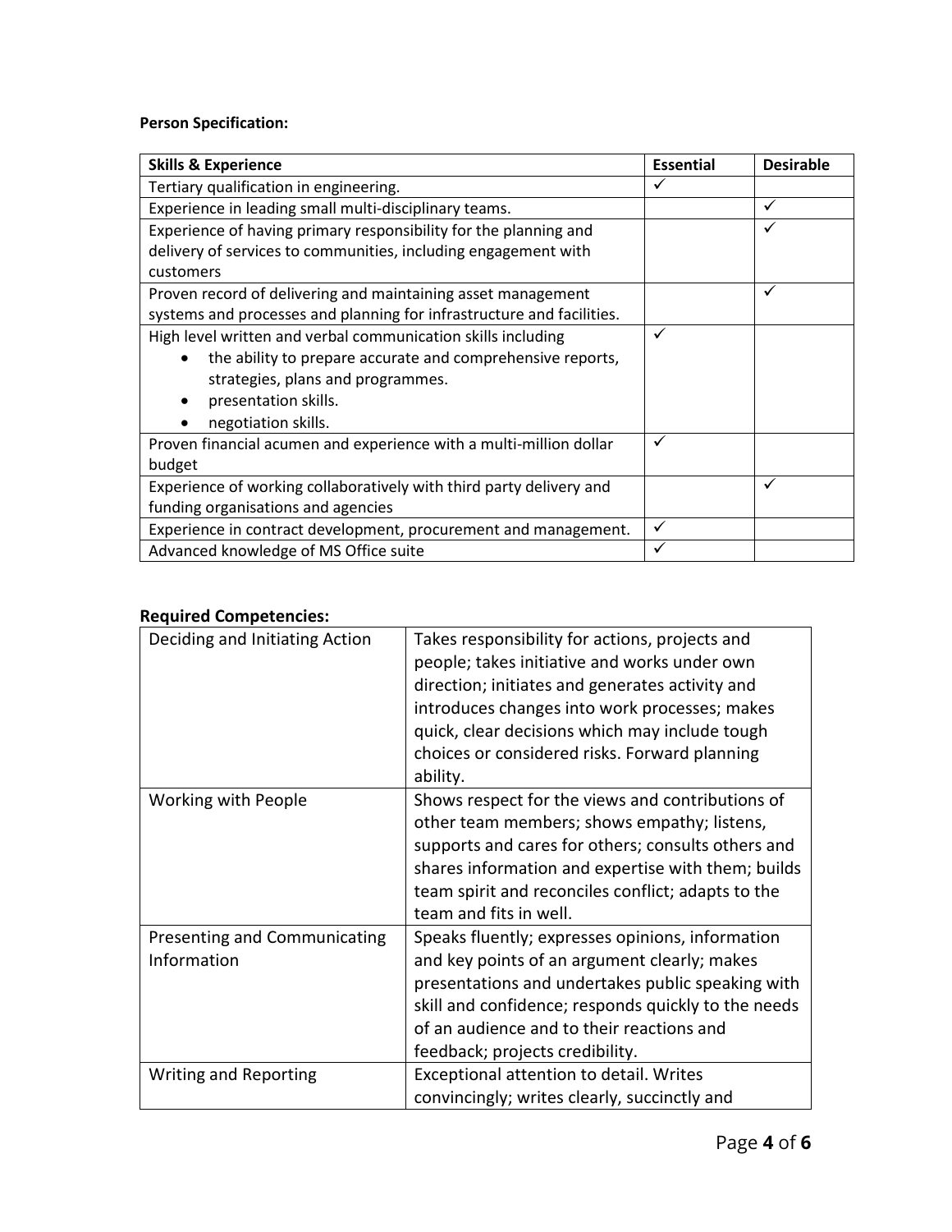**Person Specification:**

| Skills & Experience | Essential | Desirable |
|---|---|---|
| Tertiary qualification in engineering. | ✓ | |
| Experience in leading small multi-disciplinary teams. | | ✓ |
| Experience of having primary responsibility for the planning and delivery of services to communities, including engagement with customers | | ✓ |
| Proven record of delivering and maintaining asset management systems and processes and planning for infrastructure and facilities. | | ✓ |
| High level written and verbal communication skills including<br>• the ability to prepare accurate and comprehensive reports, strategies, plans and programmes.<br>• presentation skills.<br>• negotiation skills. | ✓ | |
| Proven financial acumen and experience with a multi-million dollar budget | ✓ | |
| Experience of working collaboratively with third party delivery and funding organisations and agencies | | ✓ |
| Experience in contract development, procurement and management. | ✓ | |
| Advanced knowledge of MS Office suite | ✓ | |

## Required Competencies:

| | |
|---|---|
| Deciding and Initiating Action | Takes responsibility for actions, projects and people; takes initiative and works under own direction; initiates and generates activity and introduces changes into work processes; makes quick, clear decisions which may include tough choices or considered risks. Forward planning ability. |
| Working with People | Shows respect for the views and contributions of other team members; shows empathy; listens, supports and cares for others; consults others and shares information and expertise with them; builds team spirit and reconciles conflict; adapts to the team and fits in well. |
| Presenting and Communicating Information | Speaks fluently; expresses opinions, information and key points of an argument clearly; makes presentations and undertakes public speaking with skill and confidence; responds quickly to the needs of an audience and to their reactions and feedback; projects credibility. |
| Writing and Reporting | Exceptional attention to detail. Writes convincingly; writes clearly, succinctly and |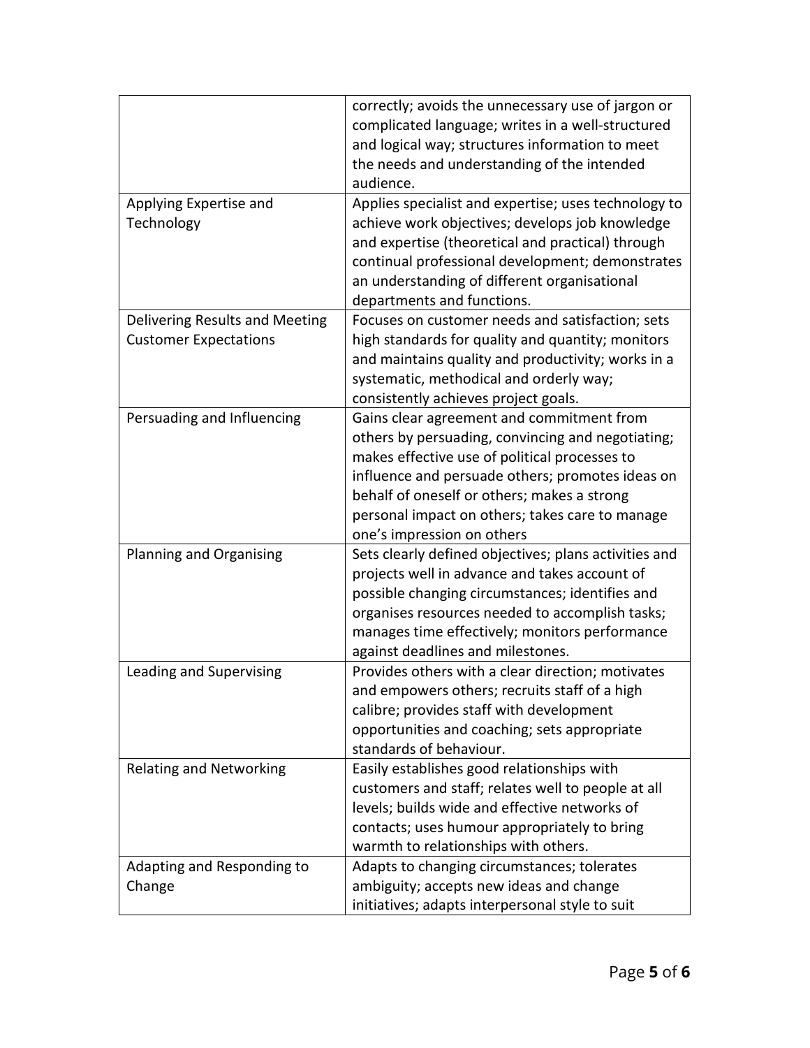| | |
|---|---|
| | correctly; avoids the unnecessary use of jargon or complicated language; writes in a well-structured and logical way; structures information to meet the needs and understanding of the intended audience. |
| Applying Expertise and Technology | Applies specialist and expertise; uses technology to achieve work objectives; develops job knowledge and expertise (theoretical and practical) through continual professional development; demonstrates an understanding of different organisational departments and functions. |
| Delivering Results and Meeting Customer Expectations | Focuses on customer needs and satisfaction; sets high standards for quality and quantity; monitors and maintains quality and productivity; works in a systematic, methodical and orderly way; consistently achieves project goals. |
| Persuading and Influencing | Gains clear agreement and commitment from others by persuading, convincing and negotiating; makes effective use of political processes to influence and persuade others; promotes ideas on behalf of oneself or others; makes a strong personal impact on others; takes care to manage one's impression on others |
| Planning and Organising | Sets clearly defined objectives; plans activities and projects well in advance and takes account of possible changing circumstances; identifies and organises resources needed to accomplish tasks; manages time effectively; monitors performance against deadlines and milestones. |
| Leading and Supervising | Provides others with a clear direction; motivates and empowers others; recruits staff of a high calibre; provides staff with development opportunities and coaching; sets appropriate standards of behaviour. |
| Relating and Networking | Easily establishes good relationships with customers and staff; relates well to people at all levels; builds wide and effective networks of contacts; uses humour appropriately to bring warmth to relationships with others. |
| Adapting and Responding to Change | Adapts to changing circumstances; tolerates ambiguity; accepts new ideas and change initiatives; adapts interpersonal style to suit |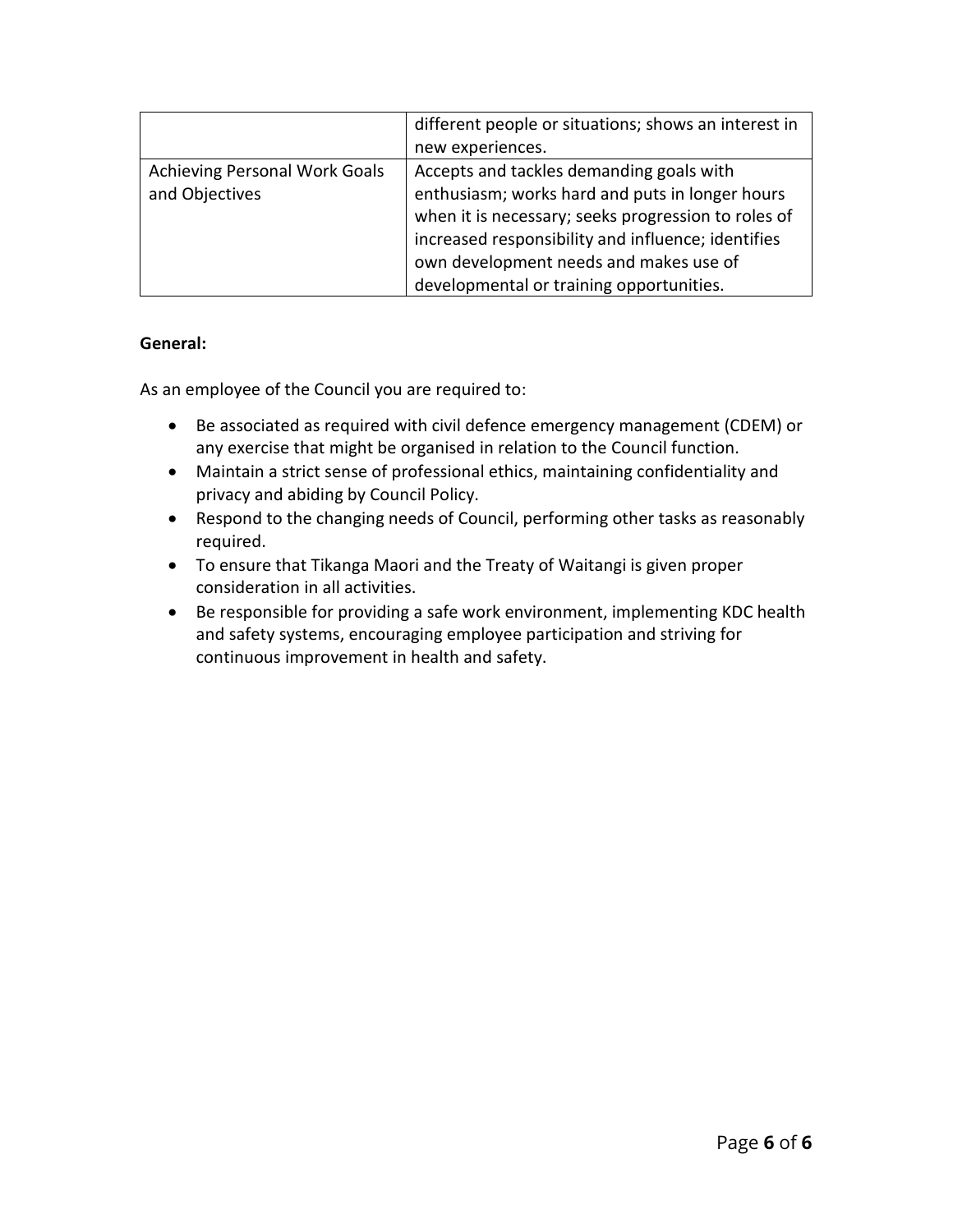| | |
|---|---|
| | different people or situations; shows an interest in new experiences. |
| Achieving Personal Work Goals and Objectives | Accepts and tackles demanding goals with enthusiasm; works hard and puts in longer hours when it is necessary; seeks progression to roles of increased responsibility and influence; identifies own development needs and makes use of developmental or training opportunities. |

**General:**

As an employee of the Council you are required to:

- Be associated as required with civil defence emergency management (CDEM) or any exercise that might be organised in relation to the Council function.
- Maintain a strict sense of professional ethics, maintaining confidentiality and privacy and abiding by Council Policy.
- Respond to the changing needs of Council, performing other tasks as reasonably required.
- To ensure that Tikanga Maori and the Treaty of Waitangi is given proper consideration in all activities.
- Be responsible for providing a safe work environment, implementing KDC health and safety systems, encouraging employee participation and striving for continuous improvement in health and safety.